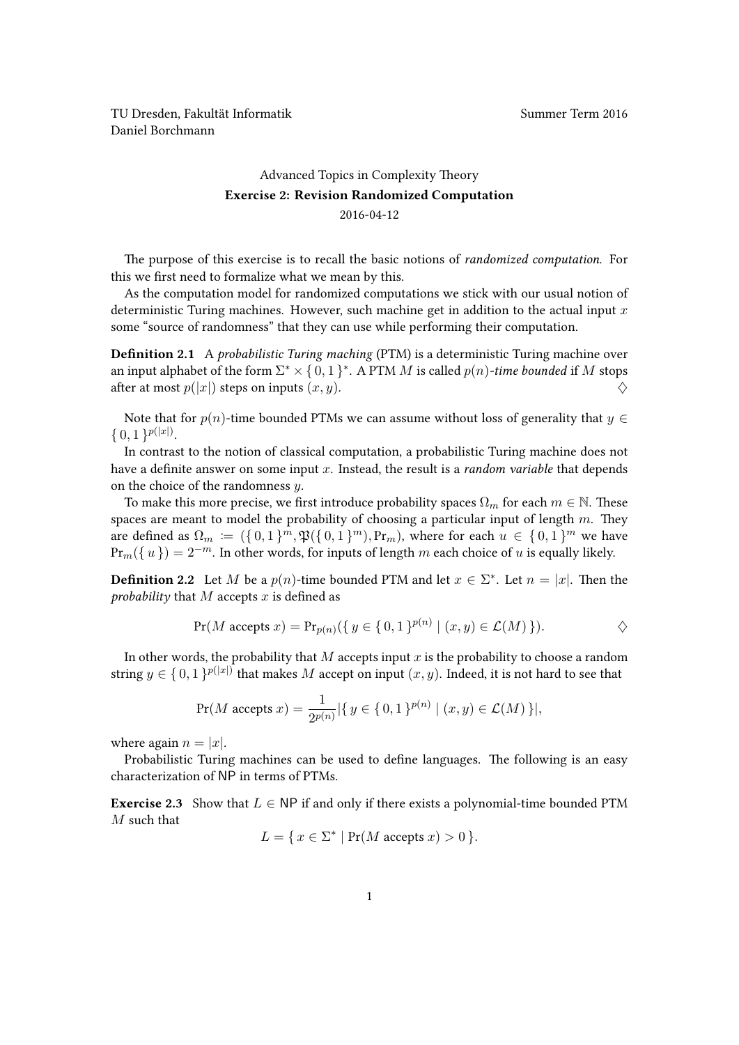TU Dresden, Fakultät Informatik  
Daniel Borchmann

Summer Term 2016

# Advanced Topics in Complexity Theory

## Exercise 2: Revision Randomized Computation

2016-04-12

The purpose of this exercise is to recall the basic notions of *randomized computation*. For this we first need to formalize what we mean by this.

As the computation model for randomized computations we stick with our usual notion of deterministic Turing machines. However, such machine get in addition to the actual input $x$ some "source of randomness" that they can use while performing their computation.

**Definition 2.1** A *probabilistic Turing maching* (PTM) is a deterministic Turing machine over an input alphabet of the form $\Sigma^* \times \{ 0, 1 \}^*$. A PTM $M$ is called $p(n)$*-time bounded* if $M$ stops after at most $p(|x|)$ steps on inputs $(x, y)$. $\diamondsuit$

Note that for $p(n)$-time bounded PTMs we can assume without loss of generality that $y \in \{ 0, 1 \}^{p(|x|)}$.

In contrast to the notion of classical computation, a probabilistic Turing machine does not have a definite answer on some input $x$. Instead, the result is a *random variable* that depends on the choice of the randomness $y$.

To make this more precise, we first introduce probability spaces $\Omega_m$ for each $m \in \mathbb{N}$. These spaces are meant to model the probability of choosing a particular input of length $m$. They are defined as $\Omega_m := (\{ 0, 1 \}^m, \mathfrak{P}(\{ 0, 1 \}^m), \Pr_m)$, where for each $u \in \{ 0, 1 \}^m$ we have $\Pr_m(\{ u \}) = 2^{-m}$. In other words, for inputs of length $m$ each choice of $u$ is equally likely.

**Definition 2.2** Let $M$ be a $p(n)$-time bounded PTM and let $x \in \Sigma^*$. Let $n = |x|$. Then the *probability* that $M$ accepts $x$ is defined as

$$\Pr(M \text{ accepts } x) = \Pr_{p(n)}(\{ y \in \{ 0, 1 \}^{p(n)} \mid (x, y) \in \mathcal{L}(M) \}). \qquad \diamondsuit$$

In other words, the probability that $M$ accepts input $x$ is the probability to choose a random string $y \in \{ 0, 1 \}^{p(|x|)}$ that makes $M$ accept on input $(x, y)$. Indeed, it is not hard to see that

$$\Pr(M \text{ accepts } x) = \frac{1}{2^{p(n)}} |\{ y \in \{ 0, 1 \}^{p(n)} \mid (x, y) \in \mathcal{L}(M) \}|,$$

where again $n = |x|$.

Probabilistic Turing machines can be used to define languages. The following is an easy characterization of NP in terms of PTMs.

**Exercise 2.3** Show that $L \in \mathsf{NP}$ if and only if there exists a polynomial-time bounded PTM $M$ such that

$$L = \{ x \in \Sigma^* \mid \Pr(M \text{ accepts } x) > 0 \}.$$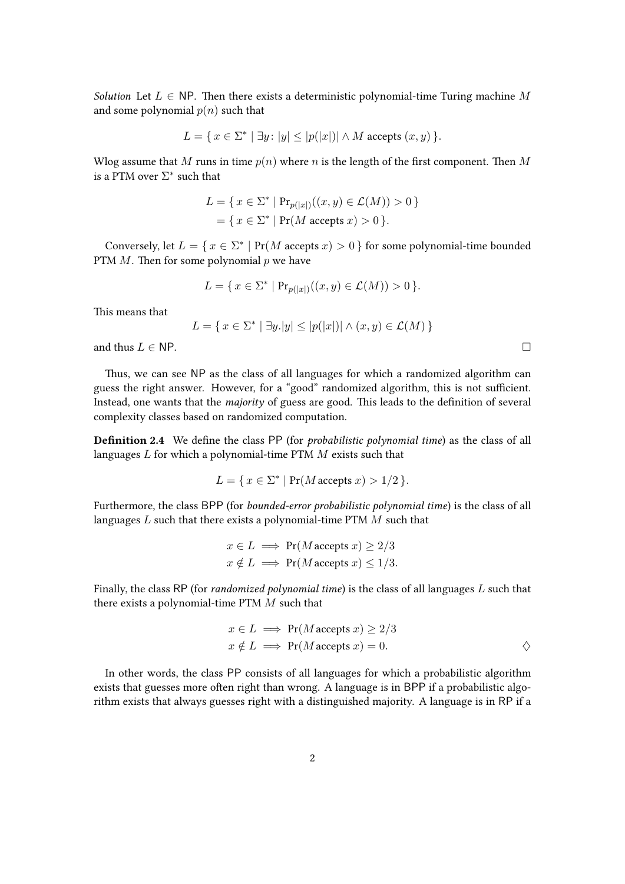*Solution* Let $L \in \mathsf{NP}$. Then there exists a deterministic polynomial-time Turing machine $M$ and some polynomial $p(n)$ such that

$$L = \{\, x \in \Sigma^* \mid \exists y\colon |y| \leq |p(|x|)| \wedge M \text{ accepts } (x, y) \,\}.$$

Wlog assume that $M$ runs in time $p(n)$ where $n$ is the length of the first component. Then $M$ is a PTM over $\Sigma^*$ such that

$$\begin{aligned} L &= \{\, x \in \Sigma^* \mid \Pr_{p(|x|)}((x, y) \in \mathcal{L}(M)) > 0 \,\} \\ &= \{\, x \in \Sigma^* \mid \Pr(M \text{ accepts } x) > 0 \,\}. \end{aligned}$$

Conversely, let $L = \{\, x \in \Sigma^* \mid \Pr(M \text{ accepts } x) > 0 \,\}$ for some polynomial-time bounded PTM $M$. Then for some polynomial $p$ we have

$$L = \{\, x \in \Sigma^* \mid \Pr_{p(|x|)}((x, y) \in \mathcal{L}(M)) > 0 \,\}.$$

This means that

$$L = \{\, x \in \Sigma^* \mid \exists y. |y| \leq |p(|x|)| \wedge (x, y) \in \mathcal{L}(M) \,\}$$

and thus $L \in \mathsf{NP}$. □

Thus, we can see NP as the class of all languages for which a randomized algorithm can guess the right answer. However, for a "good" randomized algorithm, this is not sufficient. Instead, one wants that the *majority* of guess are good. This leads to the definition of several complexity classes based on randomized computation.

**Definition 2.4** We define the class PP (for *probabilistic polynomial time*) as the class of all languages $L$ for which a polynomial-time PTM $M$ exists such that

$$L = \{\, x \in \Sigma^* \mid \Pr(M \text{ accepts } x) > 1/2 \,\}.$$

Furthermore, the class BPP (for *bounded-error probabilistic polynomial time*) is the class of all languages $L$ such that there exists a polynomial-time PTM $M$ such that

$$\begin{aligned} x \in L &\implies \Pr(M \text{ accepts } x) \geq 2/3 \\ x \notin L &\implies \Pr(M \text{ accepts } x) \leq 1/3. \end{aligned}$$

Finally, the class RP (for *randomized polynomial time*) is the class of all languages $L$ such that there exists a polynomial-time PTM $M$ such that

$$\begin{aligned} x \in L &\implies \Pr(M \text{ accepts } x) \geq 2/3 \\ x \notin L &\implies \Pr(M \text{ accepts } x) = 0. \end{aligned}$$

◇

In other words, the class PP consists of all languages for which a probabilistic algorithm exists that guesses more often right than wrong. A language is in BPP if a probabilistic algorithm exists that always guesses right with a distinguished majority. A language is in RP if a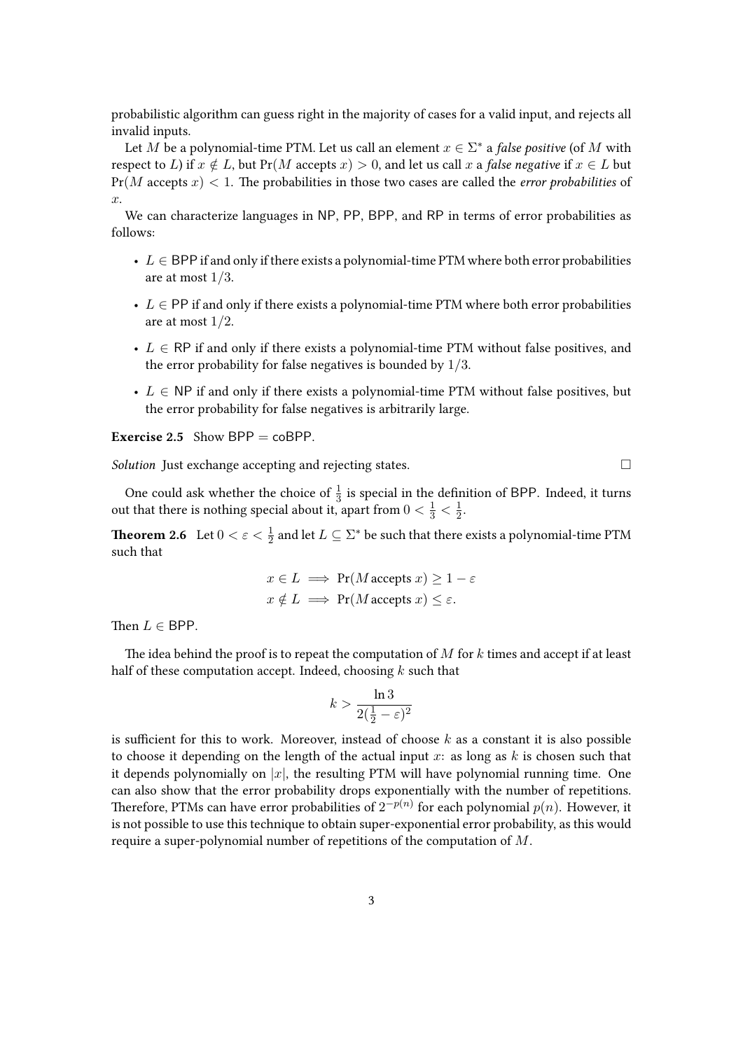probabilistic algorithm can guess right in the majority of cases for a valid input, and rejects all invalid inputs.

Let $M$ be a polynomial-time PTM. Let us call an element $x \in \Sigma^*$ a *false positive* (of $M$ with respect to $L$) if $x \notin L$, but $\Pr(M \text{ accepts } x) > 0$, and let us call $x$ a *false negative* if $x \in L$ but $\Pr(M \text{ accepts } x) < 1$. The probabilities in those two cases are called the *error probabilities* of $x$.

We can characterize languages in NP, PP, BPP, and RP in terms of error probabilities as follows:

- $L \in \mathsf{BPP}$ if and only if there exists a polynomial-time PTM where both error probabilities are at most $1/3$.
- $L \in \mathsf{PP}$ if and only if there exists a polynomial-time PTM where both error probabilities are at most $1/2$.
- $L \in \mathsf{RP}$ if and only if there exists a polynomial-time PTM without false positives, and the error probability for false negatives is bounded by $1/3$.
- $L \in \mathsf{NP}$ if and only if there exists a polynomial-time PTM without false positives, but the error probability for false negatives is arbitrarily large.

**Exercise 2.5** Show $\mathsf{BPP} = \mathsf{coBPP}$.

*Solution* Just exchange accepting and rejecting states. □

One could ask whether the choice of $\frac{1}{3}$ is special in the definition of BPP. Indeed, it turns out that there is nothing special about it, apart from $0 < \frac{1}{3} < \frac{1}{2}$.

**Theorem 2.6** Let $0 < \varepsilon < \frac{1}{2}$ and let $L \subseteq \Sigma^*$ be such that there exists a polynomial-time PTM such that

$$
\begin{aligned}
x \in L &\implies \Pr(M \text{ accepts } x) \geq 1 - \varepsilon \\
x \notin L &\implies \Pr(M \text{ accepts } x) \leq \varepsilon.
\end{aligned}
$$

Then $L \in \mathsf{BPP}$.

The idea behind the proof is to repeat the computation of $M$ for $k$ times and accept if at least half of these computation accept. Indeed, choosing $k$ such that

$$
k > \frac{\ln 3}{2(\frac{1}{2} - \varepsilon)^2}
$$

is sufficient for this to work. Moreover, instead of choose $k$ as a constant it is also possible to choose it depending on the length of the actual input $x$: as long as $k$ is chosen such that it depends polynomially on $|x|$, the resulting PTM will have polynomial running time. One can also show that the error probability drops exponentially with the number of repetitions. Therefore, PTMs can have error probabilities of $2^{-p(n)}$ for each polynomial $p(n)$. However, it is not possible to use this technique to obtain super-exponential error probability, as this would require a super-polynomial number of repetitions of the computation of $M$.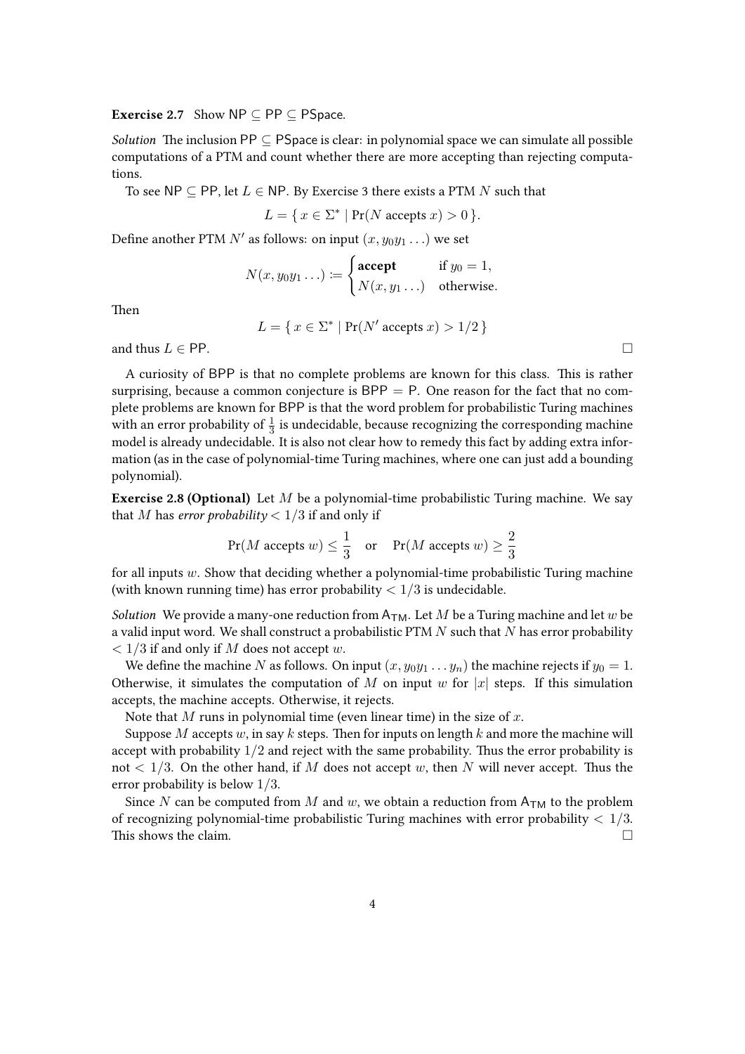**Exercise 2.7** Show $\mathsf{NP} \subseteq \mathsf{PP} \subseteq \mathsf{PSpace}$.

*Solution* The inclusion $\mathsf{PP} \subseteq \mathsf{PSpace}$ is clear: in polynomial space we can simulate all possible computations of a PTM and count whether there are more accepting than rejecting computations.

To see $\mathsf{NP} \subseteq \mathsf{PP}$, let $L \in \mathsf{NP}$. By Exercise 3 there exists a PTM $N$ such that

$$L = \{\, x \in \Sigma^* \mid \Pr(N \text{ accepts } x) > 0 \,\}.$$

Define another PTM $N'$ as follows: on input $(x, y_0 y_1 \ldots)$ we set

$$N(x, y_0 y_1 \ldots) \coloneqq \begin{cases} \textbf{accept} & \text{if } y_0 = 1, \\ N(x, y_1 \ldots) & \text{otherwise.} \end{cases}$$

Then

$$L = \{\, x \in \Sigma^* \mid \Pr(N' \text{ accepts } x) > 1/2 \,\}$$

and thus $L \in \mathsf{PP}$. □

A curiosity of BPP is that no complete problems are known for this class. This is rather surprising, because a common conjecture is $\mathsf{BPP} = \mathsf{P}$. One reason for the fact that no complete problems are known for BPP is that the word problem for probabilistic Turing machines with an error probability of $\frac{1}{3}$ is undecidable, because recognizing the corresponding machine model is already undecidable. It is also not clear how to remedy this fact by adding extra information (as in the case of polynomial-time Turing machines, where one can just add a bounding polynomial).

**Exercise 2.8 (Optional)** Let $M$ be a polynomial-time probabilistic Turing machine. We say that $M$ has *error probability* $< 1/3$ if and only if

$$\Pr(M \text{ accepts } w) \leq \frac{1}{3} \quad \text{or} \quad \Pr(M \text{ accepts } w) \geq \frac{2}{3}$$

for all inputs $w$. Show that deciding whether a polynomial-time probabilistic Turing machine (with known running time) has error probability $< 1/3$ is undecidable.

*Solution* We provide a many-one reduction from $\mathsf{A}_{\mathsf{TM}}$. Let $M$ be a Turing machine and let $w$ be a valid input word. We shall construct a probabilistic PTM $N$ such that $N$ has error probability $< 1/3$ if and only if $M$ does not accept $w$.

We define the machine $N$ as follows. On input $(x, y_0 y_1 \ldots y_n)$ the machine rejects if $y_0 = 1$. Otherwise, it simulates the computation of $M$ on input $w$ for $|x|$ steps. If this simulation accepts, the machine accepts. Otherwise, it rejects.

Note that $M$ runs in polynomial time (even linear time) in the size of $x$.

Suppose $M$ accepts $w$, in say $k$ steps. Then for inputs on length $k$ and more the machine will accept with probability $1/2$ and reject with the same probability. Thus the error probability is not $< 1/3$. On the other hand, if $M$ does not accept $w$, then $N$ will never accept. Thus the error probability is below $1/3$.

Since $N$ can be computed from $M$ and $w$, we obtain a reduction from $\mathsf{A}_{\mathsf{TM}}$ to the problem of recognizing polynomial-time probabilistic Turing machines with error probability $< 1/3$. This shows the claim. □